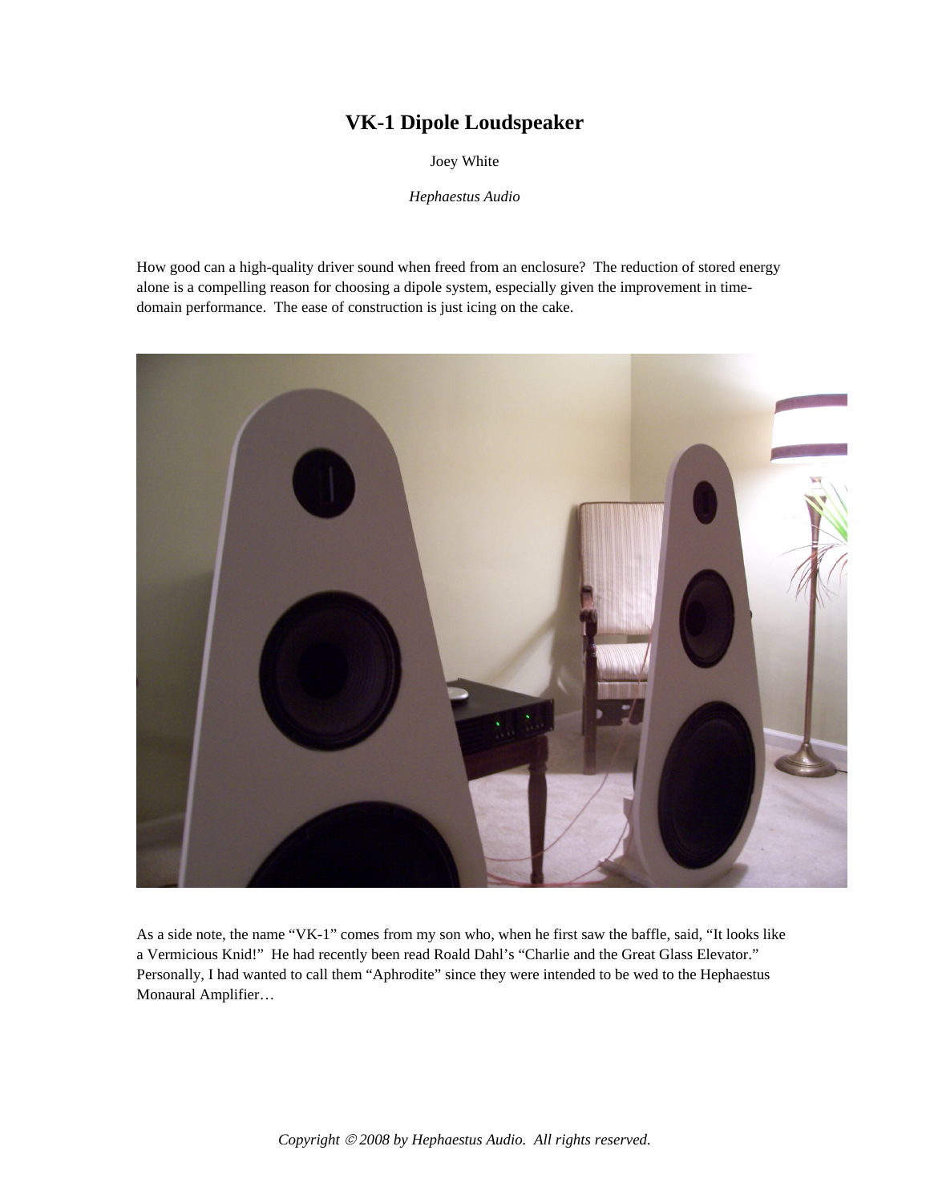# VK-1 Dipole Loudspeaker

Joey White

*Hephaestus Audio*

How good can a high-quality driver sound when freed from an enclosure? The reduction of stored energy alone is a compelling reason for choosing a dipole system, especially given the improvement in time-domain performance. The ease of construction is just icing on the cake.

As a side note, the name "VK-1" comes from my son who, when he first saw the baffle, said, "It looks like a Vermicious Knid!" He had recently been read Roald Dahl's "Charlie and the Great Glass Elevator." Personally, I had wanted to call them "Aphrodite" since they were intended to be wed to the Hephaestus Monaural Amplifier…

*Copyright © 2008 by Hephaestus Audio. All rights reserved.*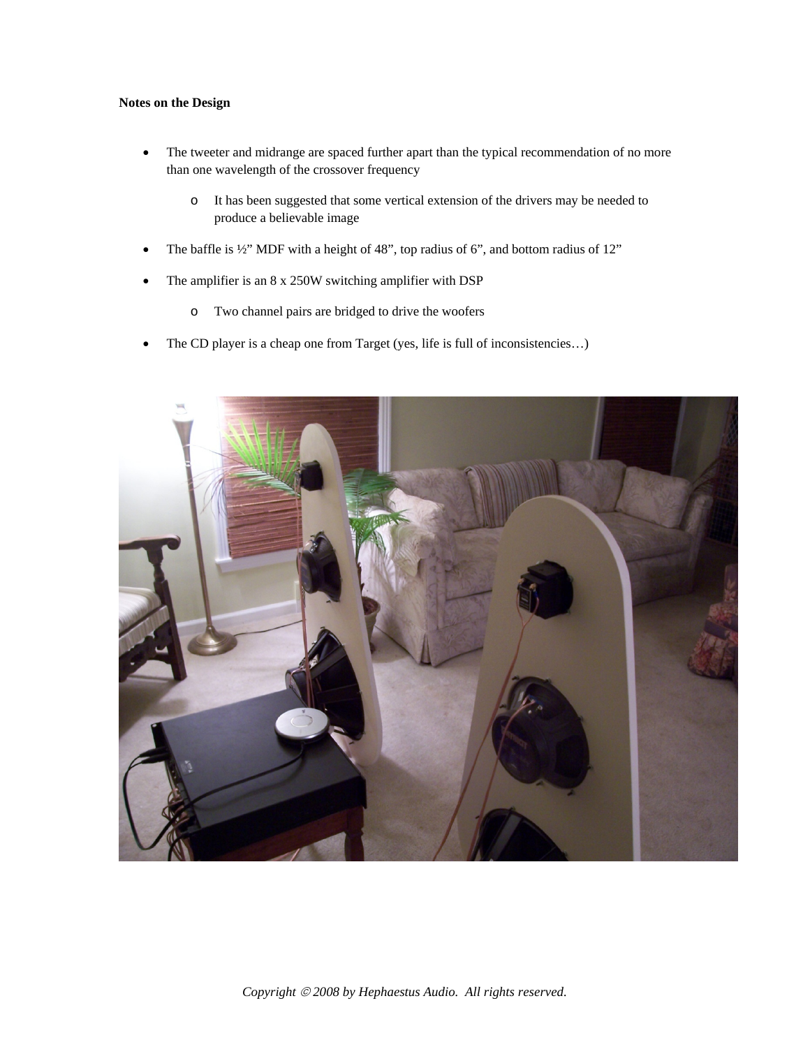**Notes on the Design**

- The tweeter and midrange are spaced further apart than the typical recommendation of no more than one wavelength of the crossover frequency
  - It has been suggested that some vertical extension of the drivers may be needed to produce a believable image
- The baffle is ½" MDF with a height of 48", top radius of 6", and bottom radius of 12"
- The amplifier is an 8 x 250W switching amplifier with DSP
  - Two channel pairs are bridged to drive the woofers
- The CD player is a cheap one from Target (yes, life is full of inconsistencies…)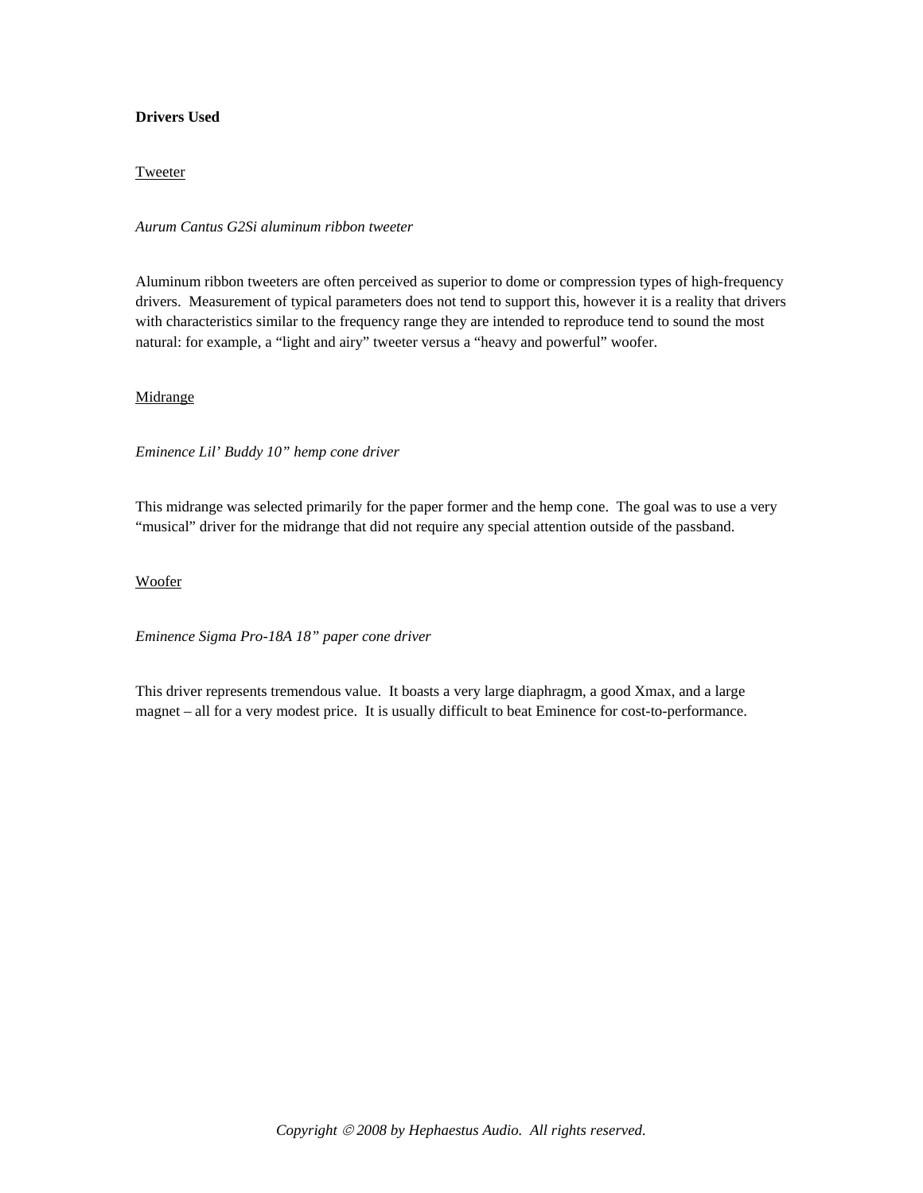**Drivers Used**

Tweeter

*Aurum Cantus G2Si aluminum ribbon tweeter*

Aluminum ribbon tweeters are often perceived as superior to dome or compression types of high-frequency drivers. Measurement of typical parameters does not tend to support this, however it is a reality that drivers with characteristics similar to the frequency range they are intended to reproduce tend to sound the most natural: for example, a "light and airy" tweeter versus a "heavy and powerful" woofer.

Midrange

*Eminence Lil' Buddy 10" hemp cone driver*

This midrange was selected primarily for the paper former and the hemp cone. The goal was to use a very "musical" driver for the midrange that did not require any special attention outside of the passband.

Woofer

*Eminence Sigma Pro-18A 18" paper cone driver*

This driver represents tremendous value. It boasts a very large diaphragm, a good Xmax, and a large magnet – all for a very modest price. It is usually difficult to beat Eminence for cost-to-performance.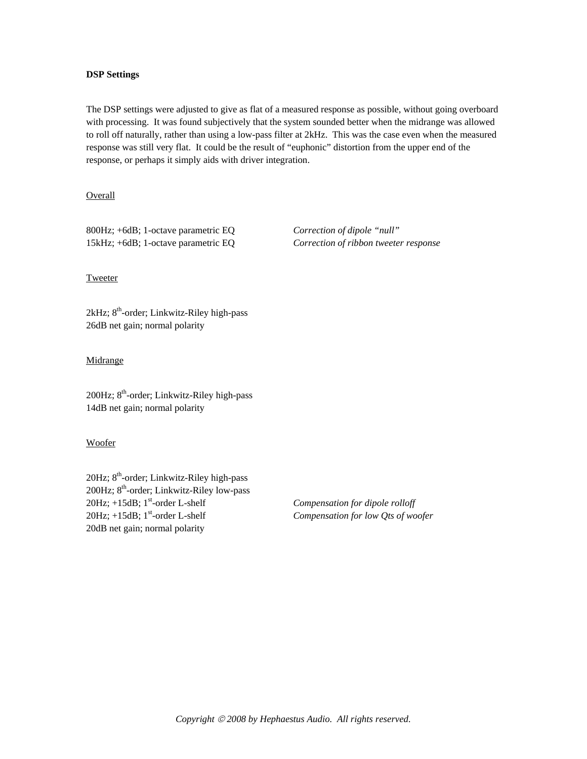**DSP Settings**

The DSP settings were adjusted to give as flat of a measured response as possible, without going overboard with processing. It was found subjectively that the system sounded better when the midrange was allowed to roll off naturally, rather than using a low-pass filter at 2kHz. This was the case even when the measured response was still very flat. It could be the result of "euphonic" distortion from the upper end of the response, or perhaps it simply aids with driver integration.

<u>Overall</u>

| | |
|---|---|
| 800Hz; +6dB; 1-octave parametric EQ | *Correction of dipole "null"* |
| 15kHz; +6dB; 1-octave parametric EQ | *Correction of ribbon tweeter response* |

<u>Tweeter</u>

2kHz; 8th-order; Linkwitz-Riley high-pass
26dB net gain; normal polarity

<u>Midrange</u>

200Hz; 8th-order; Linkwitz-Riley high-pass
14dB net gain; normal polarity

<u>Woofer</u>

| | |
|---|---|
| 20Hz; 8th-order; Linkwitz-Riley high-pass | |
| 200Hz; 8th-order; Linkwitz-Riley low-pass | |
| 20Hz; +15dB; 1st-order L-shelf | *Compensation for dipole rolloff* |
| 20Hz; +15dB; 1st-order L-shelf | *Compensation for low Qts of woofer* |
| 20dB net gain; normal polarity | |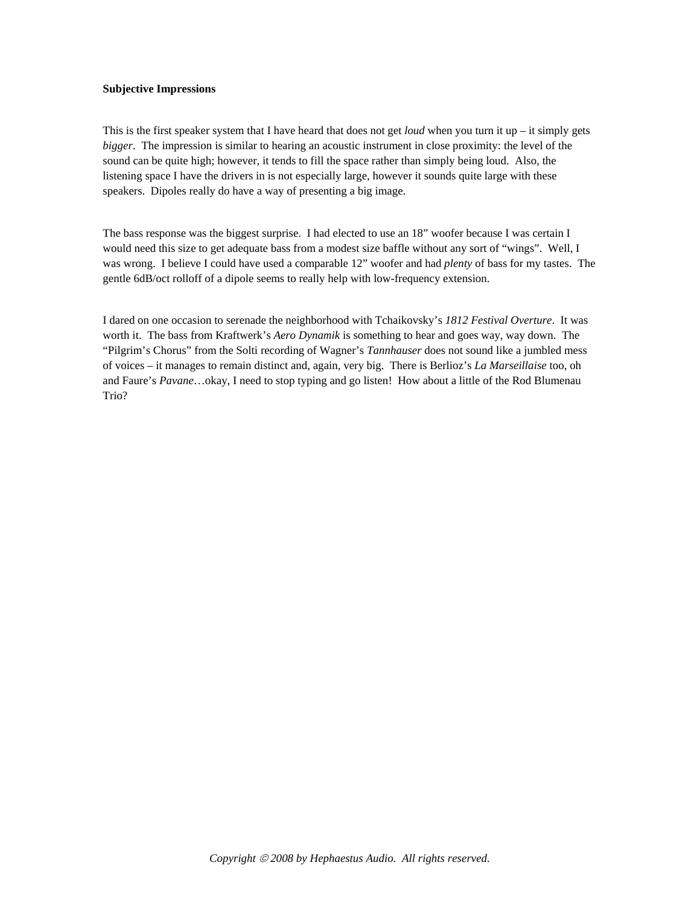**Subjective Impressions**

This is the first speaker system that I have heard that does not get *loud* when you turn it up – it simply gets *bigger*. The impression is similar to hearing an acoustic instrument in close proximity: the level of the sound can be quite high; however, it tends to fill the space rather than simply being loud. Also, the listening space I have the drivers in is not especially large, however it sounds quite large with these speakers. Dipoles really do have a way of presenting a big image.

The bass response was the biggest surprise. I had elected to use an 18" woofer because I was certain I would need this size to get adequate bass from a modest size baffle without any sort of "wings". Well, I was wrong. I believe I could have used a comparable 12" woofer and had *plenty* of bass for my tastes. The gentle 6dB/oct rolloff of a dipole seems to really help with low-frequency extension.

I dared on one occasion to serenade the neighborhood with Tchaikovsky's *1812 Festival Overture*. It was worth it. The bass from Kraftwerk's *Aero Dynamik* is something to hear and goes way, way down. The "Pilgrim's Chorus" from the Solti recording of Wagner's *Tannhauser* does not sound like a jumbled mess of voices – it manages to remain distinct and, again, very big. There is Berlioz's *La Marseillaise* too, oh and Faure's *Pavane*…okay, I need to stop typing and go listen! How about a little of the Rod Blumenau Trio?

*Copyright © 2008 by Hephaestus Audio. All rights reserved.*